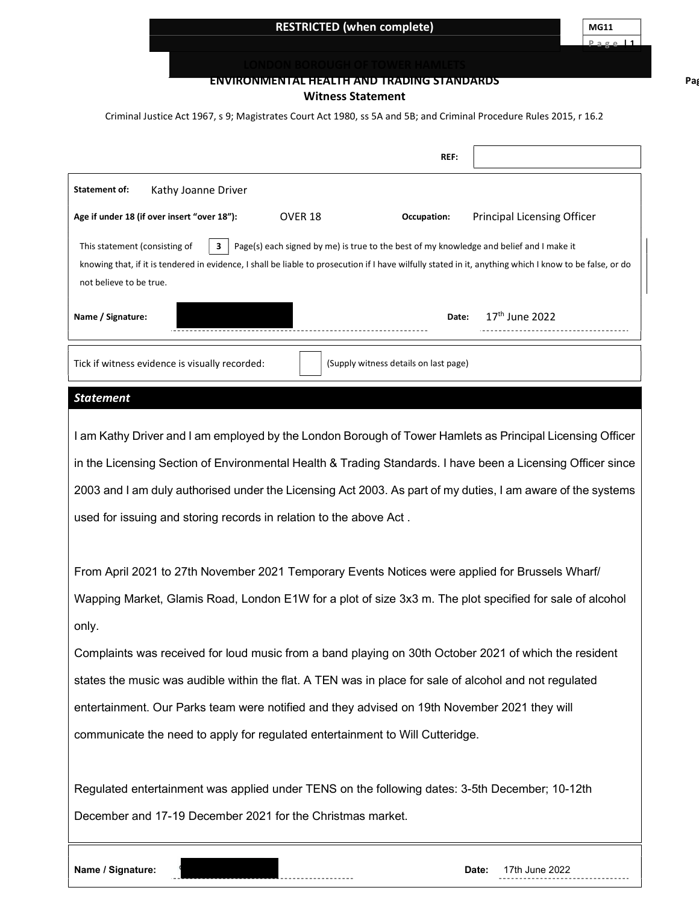RESTRICTED (when complete)

MG11

# ENVIRONMENTAL HEALTH AND TRADING STANDARDS

## Witness Statement

Criminal Justice Act 1967, s 9; Magistrates Court Act 1980, ss 5A and 5B; and Criminal Procedure Rules 2015, r 16.2

**REF:**

**Statement of:** Kathy Joanne Driver

**Age if under 18 (if over insert "over 18"):** OVER 18 **Occupation:** Principal Licensing Officer

This statement (consisting of 3 Page(s) each signed by me) is true to the best of my knowledge and belief and I make it knowing that, if it is tendered in evidence, I shall be liable to prosecution if I have wilfully stated in it, anything which I know to be false, or do not believe to be true.

**Name / Signature:** **Date:** 17th June 2022

Tick if witness evidence is visually recorded: ☐ (Supply witness details on last page)

### *Statement*

I am Kathy Driver and I am employed by the London Borough of Tower Hamlets as Principal Licensing Officer in the Licensing Section of Environmental Health & Trading Standards. I have been a Licensing Officer since 2003 and I am duly authorised under the Licensing Act 2003. As part of my duties, I am aware of the systems used for issuing and storing records in relation to the above Act .

From April 2021 to 27th November 2021 Temporary Events Notices were applied for Brussels Wharf/ Wapping Market, Glamis Road, London E1W for a plot of size 3x3 m. The plot specified for sale of alcohol only.

Complaints was received for loud music from a band playing on 30th October 2021 of which the resident states the music was audible within the flat. A TEN was in place for sale of alcohol and not regulated entertainment. Our Parks team were notified and they advised on 19th November 2021 they will communicate the need to apply for regulated entertainment to Will Cutteridge.

Regulated entertainment was applied under TENS on the following dates: 3-5th December; 10-12th December and 17-19 December 2021 for the Christmas market.

**Name / Signature:** **Date:** 17th June 2022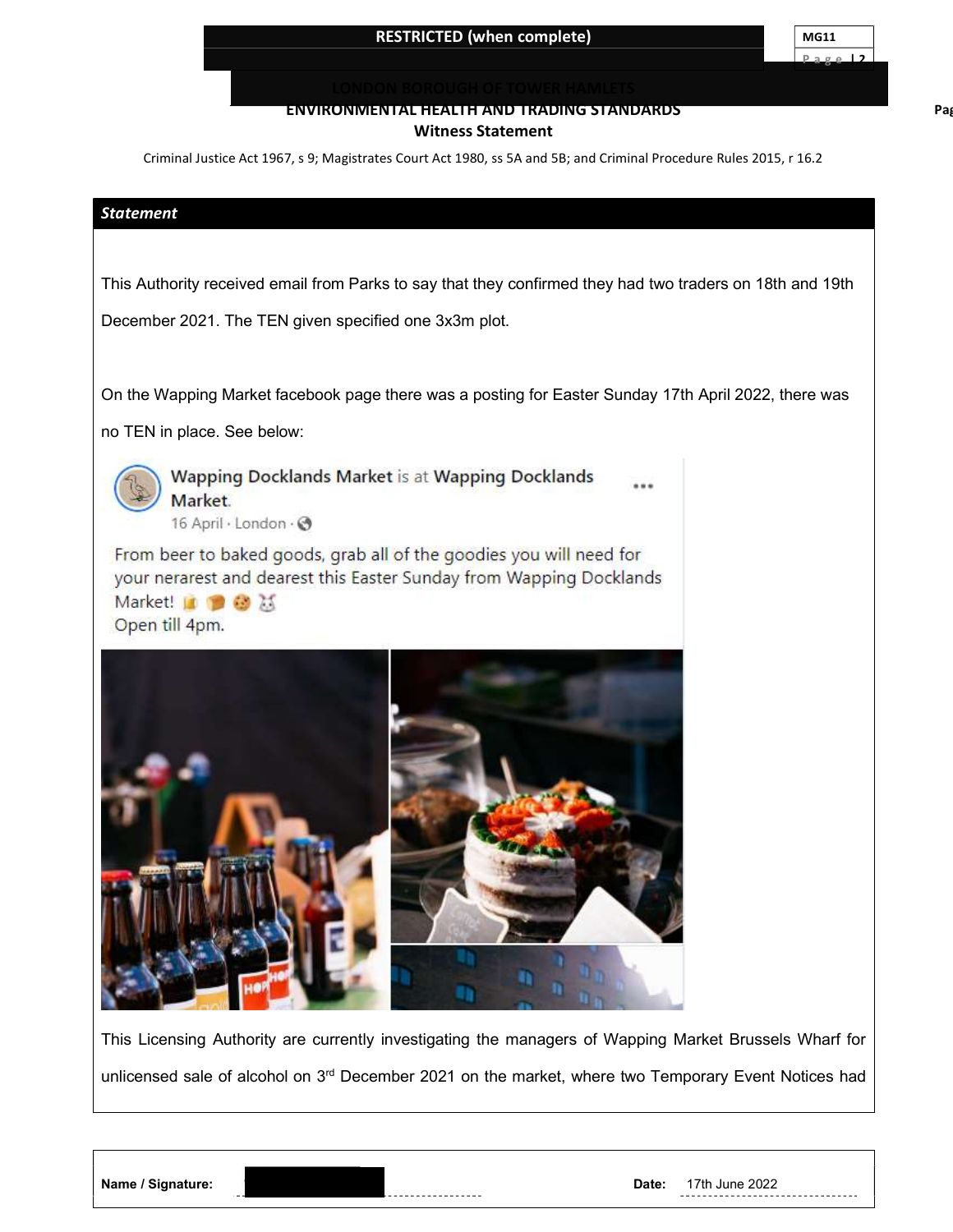RESTRICTED (when complete)

MG11

LONDON BOROUGH OF TOWER HAMLETS
ENVIRONMENTAL HEALTH AND TRADING STANDARDS
**Witness Statement**

Criminal Justice Act 1967, s 9; Magistrates Court Act 1980, ss 5A and 5B; and Criminal Procedure Rules 2015, r 16.2

***Statement***

This Authority received email from Parks to say that they confirmed they had two traders on 18th and 19th December 2021. The TEN given specified one 3x3m plot.

On the Wapping Market facebook page there was a posting for Easter Sunday 17th April 2022, there was no TEN in place. See below:

Wapping Docklands Market is at Wapping Docklands Market.
16 April · London ·

From beer to baked goods, grab all of the goodies you will need for your nerarest and dearest this Easter Sunday from Wapping Docklands Market!
Open till 4pm.

This Licensing Authority are currently investigating the managers of Wapping Market Brussels Wharf for unlicensed sale of alcohol on 3rd December 2021 on the market, where two Temporary Event Notices had

| Name / Signature: | | Date: | 17th June 2022 |
| --- | --- | --- | --- |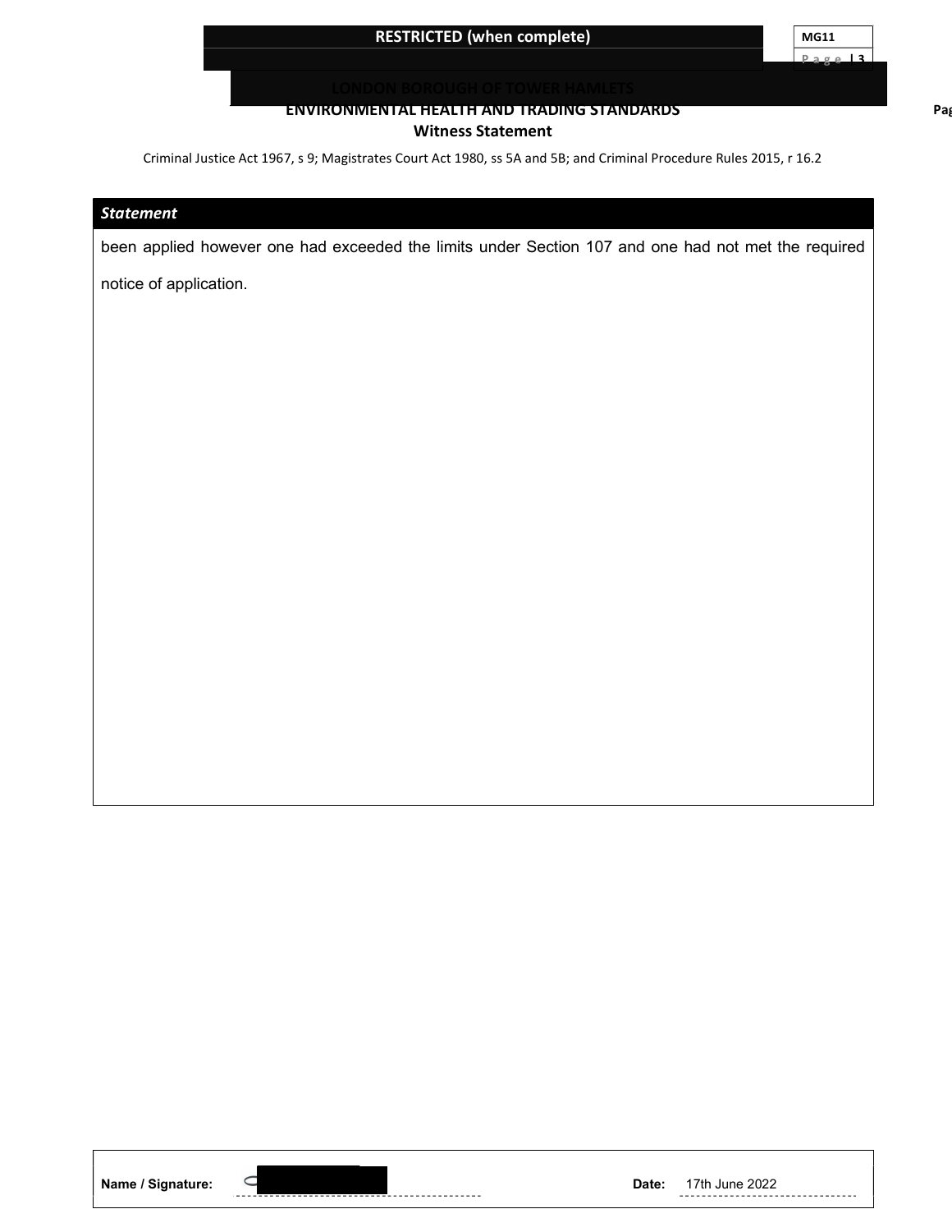RESTRICTED (when complete)

MG11

ENVIRONMENTAL HEALTH AND TRADING STANDARDS

**Witness Statement**

Criminal Justice Act 1967, s 9; Magistrates Court Act 1980, ss 5A and 5B; and Criminal Procedure Rules 2015, r 16.2

***Statement***

been applied however one had exceeded the limits under Section 107 and one had not met the required notice of application.

**Name / Signature:**

**Date:** 17th June 2022